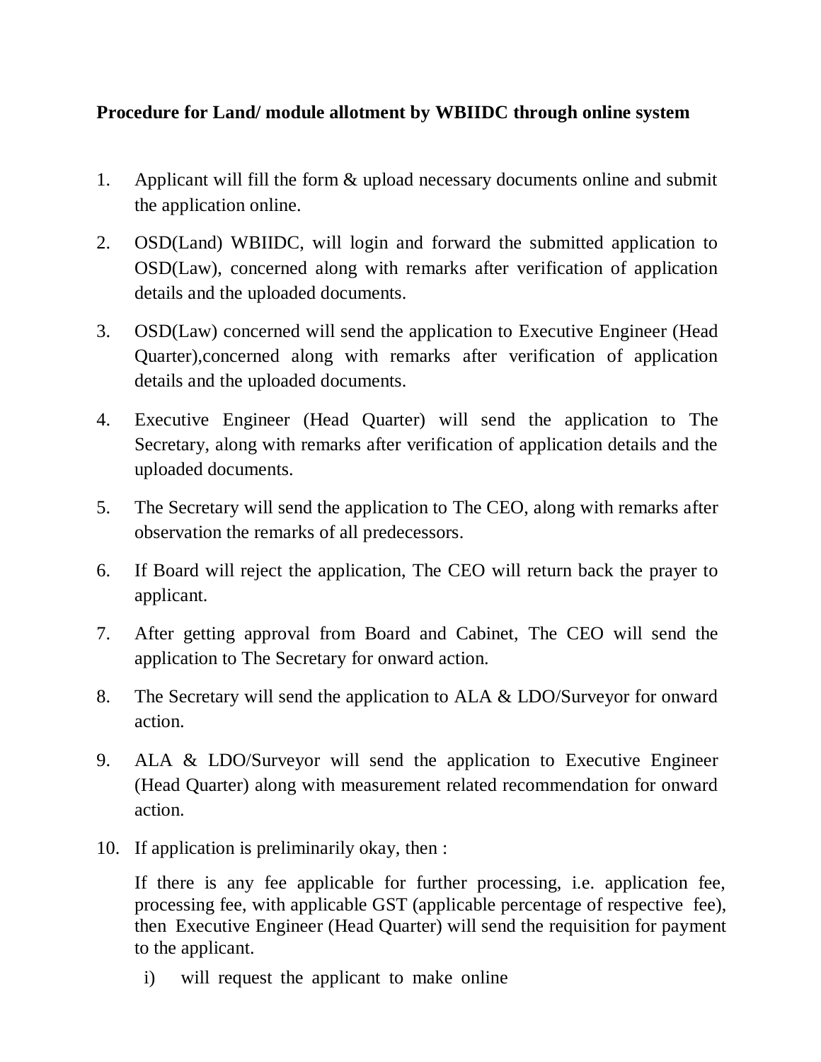**Procedure for Land/ module allotment by WBIIDC through online system**

1. Applicant will fill the form & upload necessary documents online and submit the application online.

2. OSD(Land) WBIIDC, will login and forward the submitted application to OSD(Law), concerned along with remarks after verification of application details and the uploaded documents.

3. OSD(Law) concerned will send the application to Executive Engineer (Head Quarter),concerned along with remarks after verification of application details and the uploaded documents.

4. Executive Engineer (Head Quarter) will send the application to The Secretary, along with remarks after verification of application details and the uploaded documents.

5. The Secretary will send the application to The CEO, along with remarks after observation the remarks of all predecessors.

6. If Board will reject the application, The CEO will return back the prayer to applicant.

7. After getting approval from Board and Cabinet, The CEO will send the application to The Secretary for onward action.

8. The Secretary will send the application to ALA & LDO/Surveyor for onward action.

9. ALA & LDO/Surveyor will send the application to Executive Engineer (Head Quarter) along with measurement related recommendation for onward action.

10. If application is preliminarily okay, then :

    If there is any fee applicable for further processing, i.e. application fee, processing fee, with applicable GST (applicable percentage of respective fee), then Executive Engineer (Head Quarter) will send the requisition for payment to the applicant.

    i) will request the applicant to make online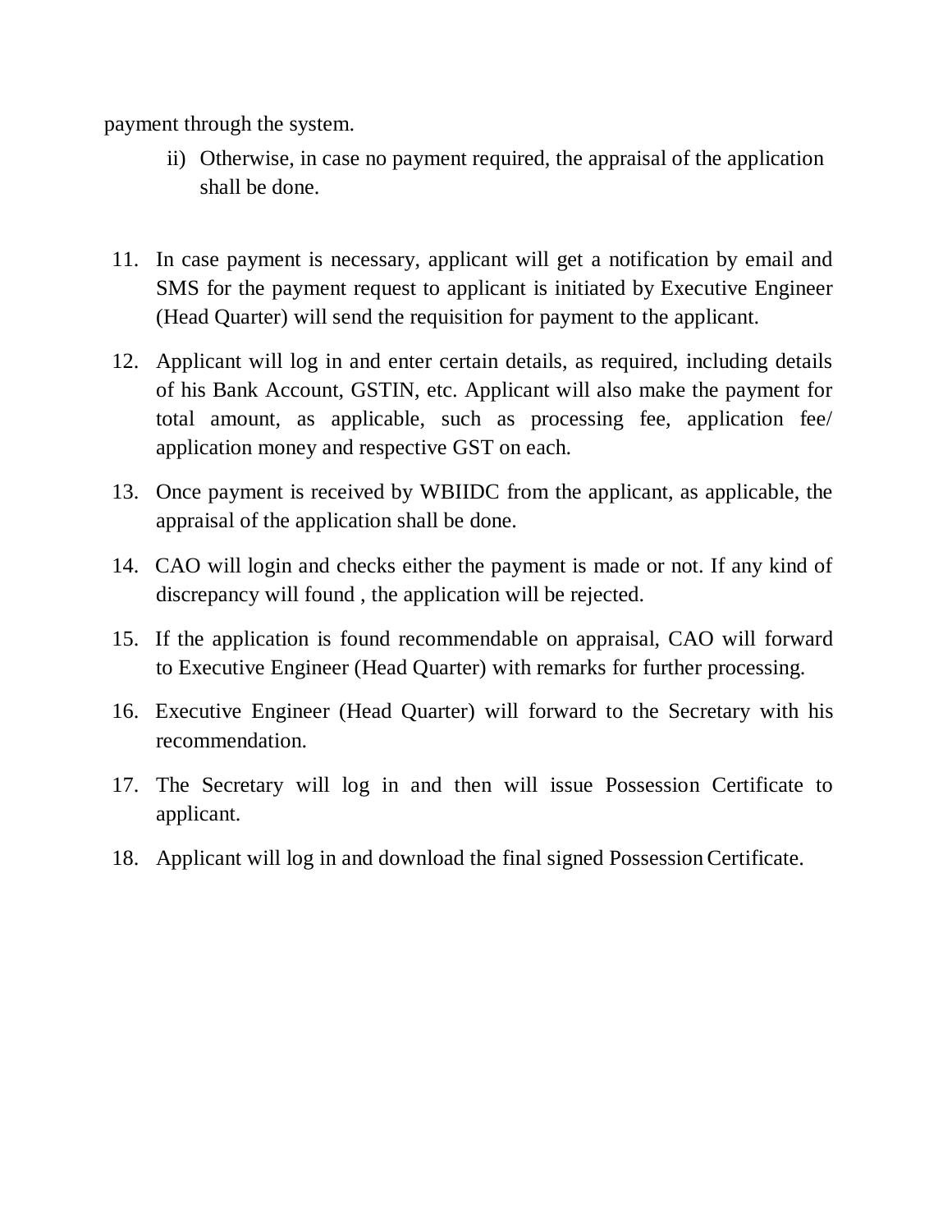payment through the system.

ii) Otherwise, in case no payment required, the appraisal of the application shall be done.

11. In case payment is necessary, applicant will get a notification by email and SMS for the payment request to applicant is initiated by Executive Engineer (Head Quarter) will send the requisition for payment to the applicant.

12. Applicant will log in and enter certain details, as required, including details of his Bank Account, GSTIN, etc. Applicant will also make the payment for total amount, as applicable, such as processing fee, application fee/ application money and respective GST on each.

13. Once payment is received by WBIIDC from the applicant, as applicable, the appraisal of the application shall be done.

14. CAO will login and checks either the payment is made or not. If any kind of discrepancy will found , the application will be rejected.

15. If the application is found recommendable on appraisal, CAO will forward to Executive Engineer (Head Quarter) with remarks for further processing.

16. Executive Engineer (Head Quarter) will forward to the Secretary with his recommendation.

17. The Secretary will log in and then will issue Possession Certificate to applicant.

18. Applicant will log in and download the final signed Possession Certificate.